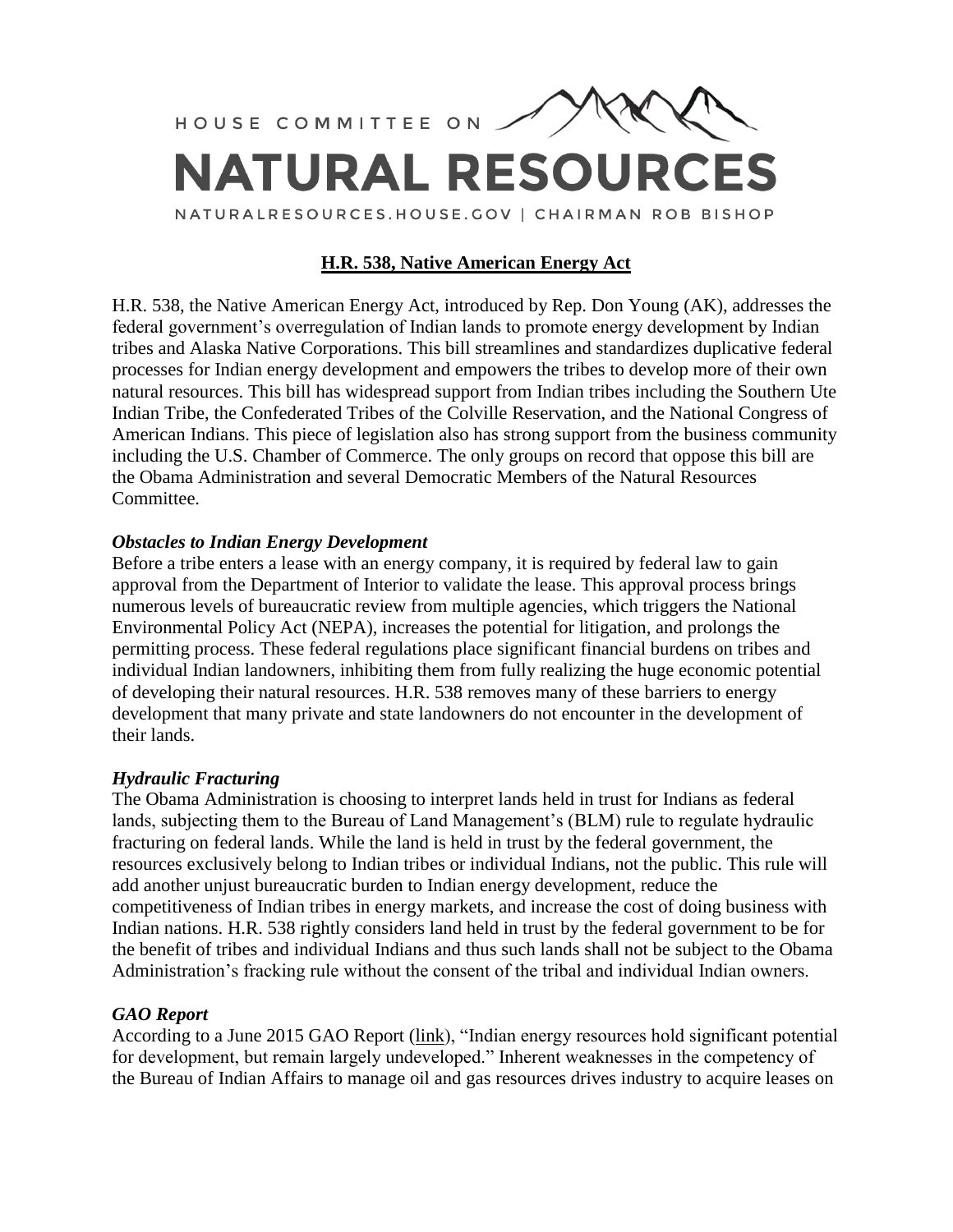HOUSE COMMITTEE ON

# NATURAL RESOURCES

NATURALRESOURCES.HOUSE.GOV | CHAIRMAN ROB BISHOP

## H.R. 538, Native American Energy Act

H.R. 538, the Native American Energy Act, introduced by Rep. Don Young (AK), addresses the federal government's overregulation of Indian lands to promote energy development by Indian tribes and Alaska Native Corporations. This bill streamlines and standardizes duplicative federal processes for Indian energy development and empowers the tribes to develop more of their own natural resources. This bill has widespread support from Indian tribes including the Southern Ute Indian Tribe, the Confederated Tribes of the Colville Reservation, and the National Congress of American Indians. This piece of legislation also has strong support from the business community including the U.S. Chamber of Commerce. The only groups on record that oppose this bill are the Obama Administration and several Democratic Members of the Natural Resources Committee.

### *Obstacles to Indian Energy Development*

Before a tribe enters a lease with an energy company, it is required by federal law to gain approval from the Department of Interior to validate the lease. This approval process brings numerous levels of bureaucratic review from multiple agencies, which triggers the National Environmental Policy Act (NEPA), increases the potential for litigation, and prolongs the permitting process. These federal regulations place significant financial burdens on tribes and individual Indian landowners, inhibiting them from fully realizing the huge economic potential of developing their natural resources. H.R. 538 removes many of these barriers to energy development that many private and state landowners do not encounter in the development of their lands.

### *Hydraulic Fracturing*

The Obama Administration is choosing to interpret lands held in trust for Indians as federal lands, subjecting them to the Bureau of Land Management's (BLM) rule to regulate hydraulic fracturing on federal lands. While the land is held in trust by the federal government, the resources exclusively belong to Indian tribes or individual Indians, not the public. This rule will add another unjust bureaucratic burden to Indian energy development, reduce the competitiveness of Indian tribes in energy markets, and increase the cost of doing business with Indian nations. H.R. 538 rightly considers land held in trust by the federal government to be for the benefit of tribes and individual Indians and thus such lands shall not be subject to the Obama Administration's fracking rule without the consent of the tribal and individual Indian owners.

### *GAO Report*

According to a June 2015 GAO Report (link), "Indian energy resources hold significant potential for development, but remain largely undeveloped." Inherent weaknesses in the competency of the Bureau of Indian Affairs to manage oil and gas resources drives industry to acquire leases on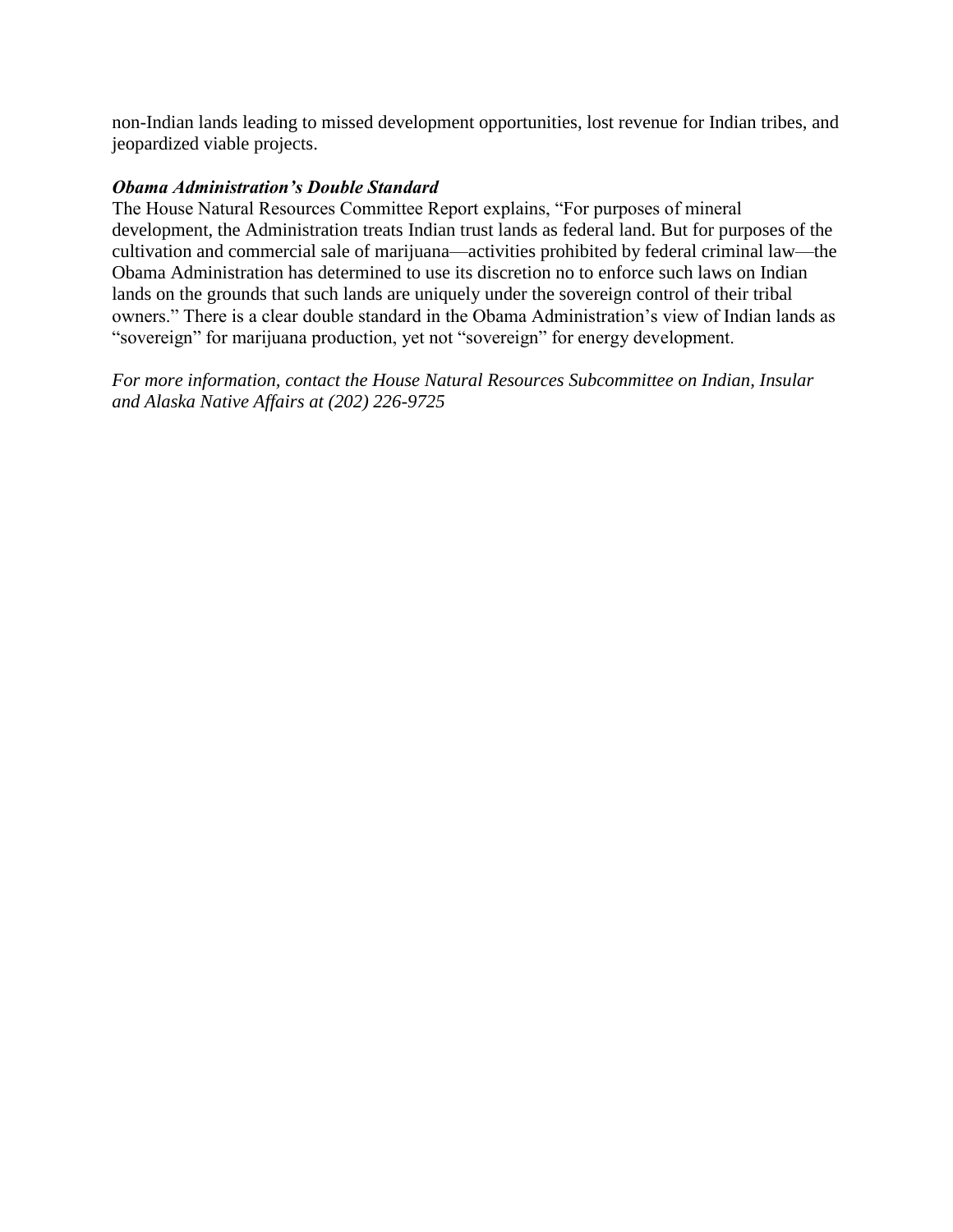non-Indian lands leading to missed development opportunities, lost revenue for Indian tribes, and jeopardized viable projects.

***Obama Administration's Double Standard***

The House Natural Resources Committee Report explains, "For purposes of mineral development, the Administration treats Indian trust lands as federal land. But for purposes of the cultivation and commercial sale of marijuana—activities prohibited by federal criminal law—the Obama Administration has determined to use its discretion no to enforce such laws on Indian lands on the grounds that such lands are uniquely under the sovereign control of their tribal owners." There is a clear double standard in the Obama Administration's view of Indian lands as "sovereign" for marijuana production, yet not "sovereign" for energy development.

*For more information, contact the House Natural Resources Subcommittee on Indian, Insular and Alaska Native Affairs at (202) 226-9725*